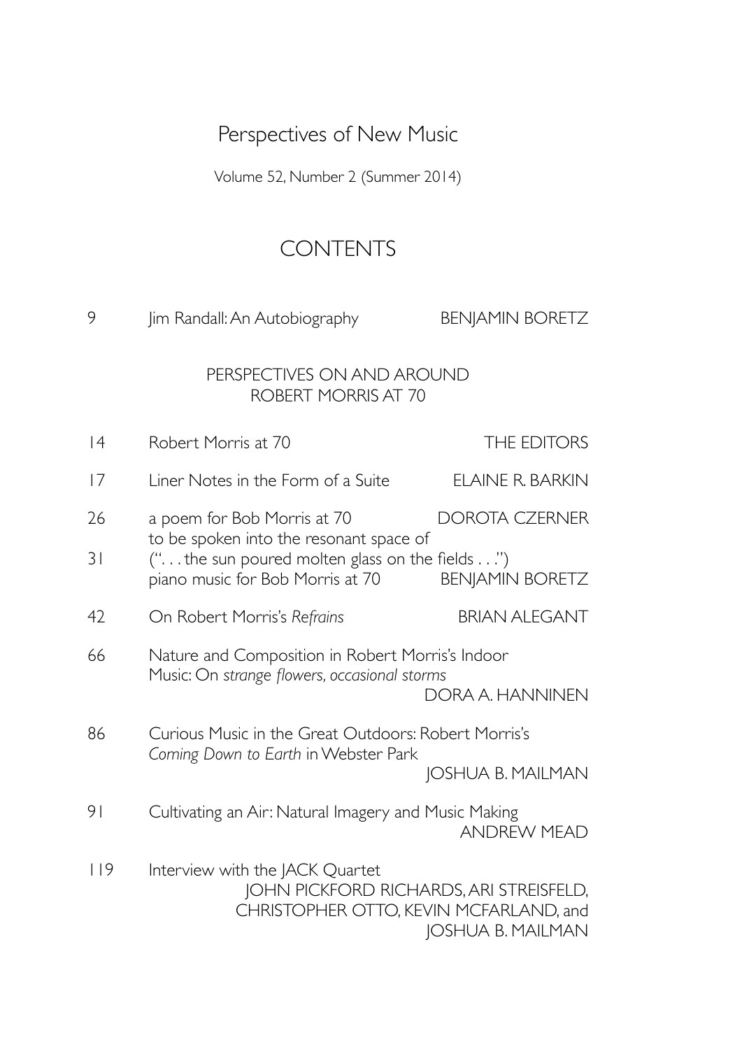# Perspectives of New Music

Volume 52, Number 2 (Summer 2014)

## CONTENTS

| | | |
|---|---|---|
| 9 | Jim Randall: An Autobiography | BENJAMIN BORETZ |

### PERSPECTIVES ON AND AROUND ROBERT MORRIS AT 70

| | | |
|---|---|---|
| 14 | Robert Morris at 70 | THE EDITORS |
| 17 | Liner Notes in the Form of a Suite | ELAINE R. BARKIN |
| 26 | a poem for Bob Morris at 70 | DOROTA CZERNER |
| 31 | to be spoken into the resonant space of ("... the sun poured molten glass on the fields ...") piano music for Bob Morris at 70 | BENJAMIN BORETZ |
| 42 | On Robert Morris's *Refrains* | BRIAN ALEGANT |
| 66 | Nature and Composition in Robert Morris's Indoor Music: On *strange flowers, occasional storms* | DORA A. HANNINEN |
| 86 | Curious Music in the Great Outdoors: Robert Morris's *Coming Down to Earth* in Webster Park | JOSHUA B. MAILMAN |
| 91 | Cultivating an Air: Natural Imagery and Music Making | ANDREW MEAD |
| 119 | Interview with the JACK Quartet | JOHN PICKFORD RICHARDS, ARI STREISFELD, CHRISTOPHER OTTO, KEVIN MCFARLAND, and JOSHUA B. MAILMAN |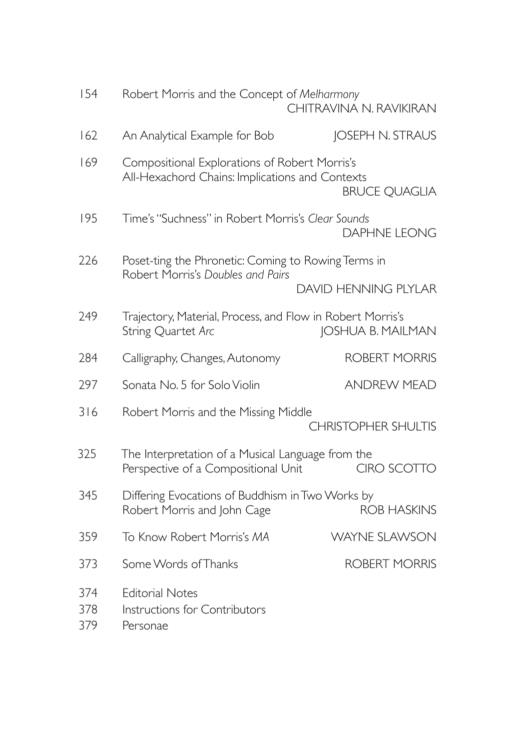154 Robert Morris and the Concept of *Melharmony*
CHITRAVINA N. RAVIKIRAN

162 An Analytical Example for Bob — JOSEPH N. STRAUS

169 Compositional Explorations of Robert Morris's All-Hexachord Chains: Implications and Contexts
BRUCE QUAGLIA

195 Time's "Suchness" in Robert Morris's *Clear Sounds*
DAPHNE LEONG

226 Poset-ting the Phronetic: Coming to Rowing Terms in Robert Morris's *Doubles and Pairs*
DAVID HENNING PLYLAR

249 Trajectory, Material, Process, and Flow in Robert Morris's String Quartet *Arc* — JOSHUA B. MAILMAN

284 Calligraphy, Changes, Autonomy — ROBERT MORRIS

297 Sonata No. 5 for Solo Violin — ANDREW MEAD

316 Robert Morris and the Missing Middle
CHRISTOPHER SHULTIS

325 The Interpretation of a Musical Language from the Perspective of a Compositional Unit — CIRO SCOTTO

345 Differing Evocations of Buddhism in Two Works by Robert Morris and John Cage — ROB HASKINS

359 To Know Robert Morris's *MA* — WAYNE SLAWSON

373 Some Words of Thanks — ROBERT MORRIS

374 Editorial Notes

378 Instructions for Contributors

379 Personae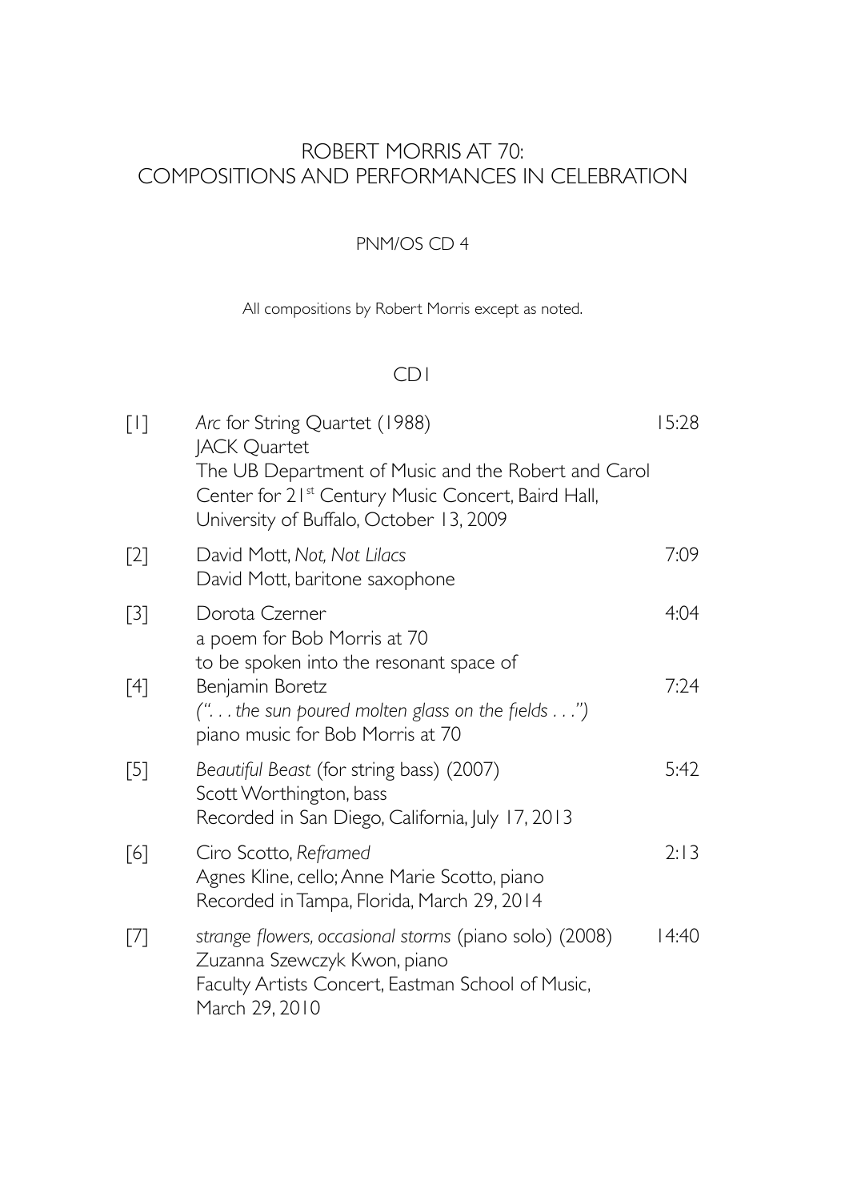# ROBERT MORRIS AT 70:
# COMPOSITIONS AND PERFORMANCES IN CELEBRATION

PNM/OS CD 4

All compositions by Robert Morris except as noted.

## CD1

[1] *Arc* for String Quartet (1988) — 15:28
JACK Quartet
The UB Department of Music and the Robert and Carol Center for 21st Century Music Concert, Baird Hall, University of Buffalo, October 13, 2009

[2] David Mott, *Not, Not Lilacs* — 7:09
David Mott, baritone saxophone

[3] Dorota Czerner — 4:04
a poem for Bob Morris at 70
to be spoken into the resonant space of

[4] Benjamin Boretz — 7:24
*(". . . the sun poured molten glass on the fields . . .")*
piano music for Bob Morris at 70

[5] *Beautiful Beast* (for string bass) (2007) — 5:42
Scott Worthington, bass
Recorded in San Diego, California, July 17, 2013

[6] Ciro Scotto, *Reframed* — 2:13
Agnes Kline, cello; Anne Marie Scotto, piano
Recorded in Tampa, Florida, March 29, 2014

[7] *strange flowers, occasional storms* (piano solo) (2008) — 14:40
Zuzanna Szewczyk Kwon, piano
Faculty Artists Concert, Eastman School of Music, March 29, 2010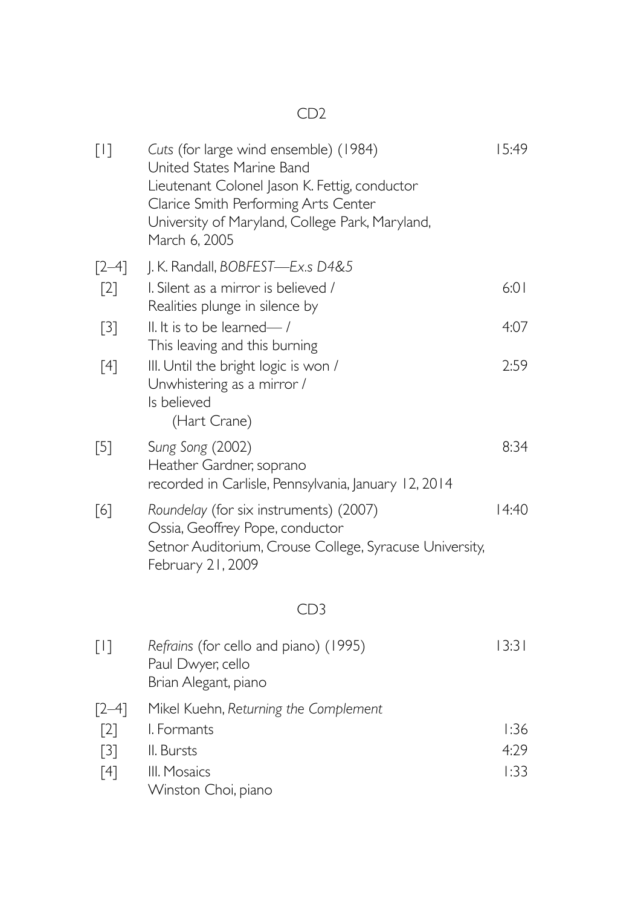## CD2

[1] *Cuts* (for large wind ensemble) (1984) — 15:49
United States Marine Band
Lieutenant Colonel Jason K. Fettig, conductor
Clarice Smith Performing Arts Center
University of Maryland, College Park, Maryland,
March 6, 2005

[2–4] J. K. Randall, *BOBFEST—Ex.s D4&5*

[2] I. Silent as a mirror is believed /
Realities plunge in silence by — 6:01

[3] II. It is to be learned— /
This leaving and this burning — 4:07

[4] III. Until the bright logic is won /
Unwhistering as a mirror /
Is believed
(Hart Crane) — 2:59

[5] S*ung Song* (2002) — 8:34
Heather Gardner, soprano
recorded in Carlisle, Pennsylvania, January 12, 2014

[6] *Roundelay* (for six instruments) (2007) — 14:40
Ossia, Geoffrey Pope, conductor
Setnor Auditorium, Crouse College, Syracuse University,
February 21, 2009

## CD3

[1] *Refrains* (for cello and piano) (1995) — 13:31
Paul Dwyer, cello
Brian Alegant, piano

[2–4] Mikel Kuehn, *Returning the Complement*

[2] I. Formants — 1:36

[3] II. Bursts — 4:29

[4] III. Mosaics — 1:33
Winston Choi, piano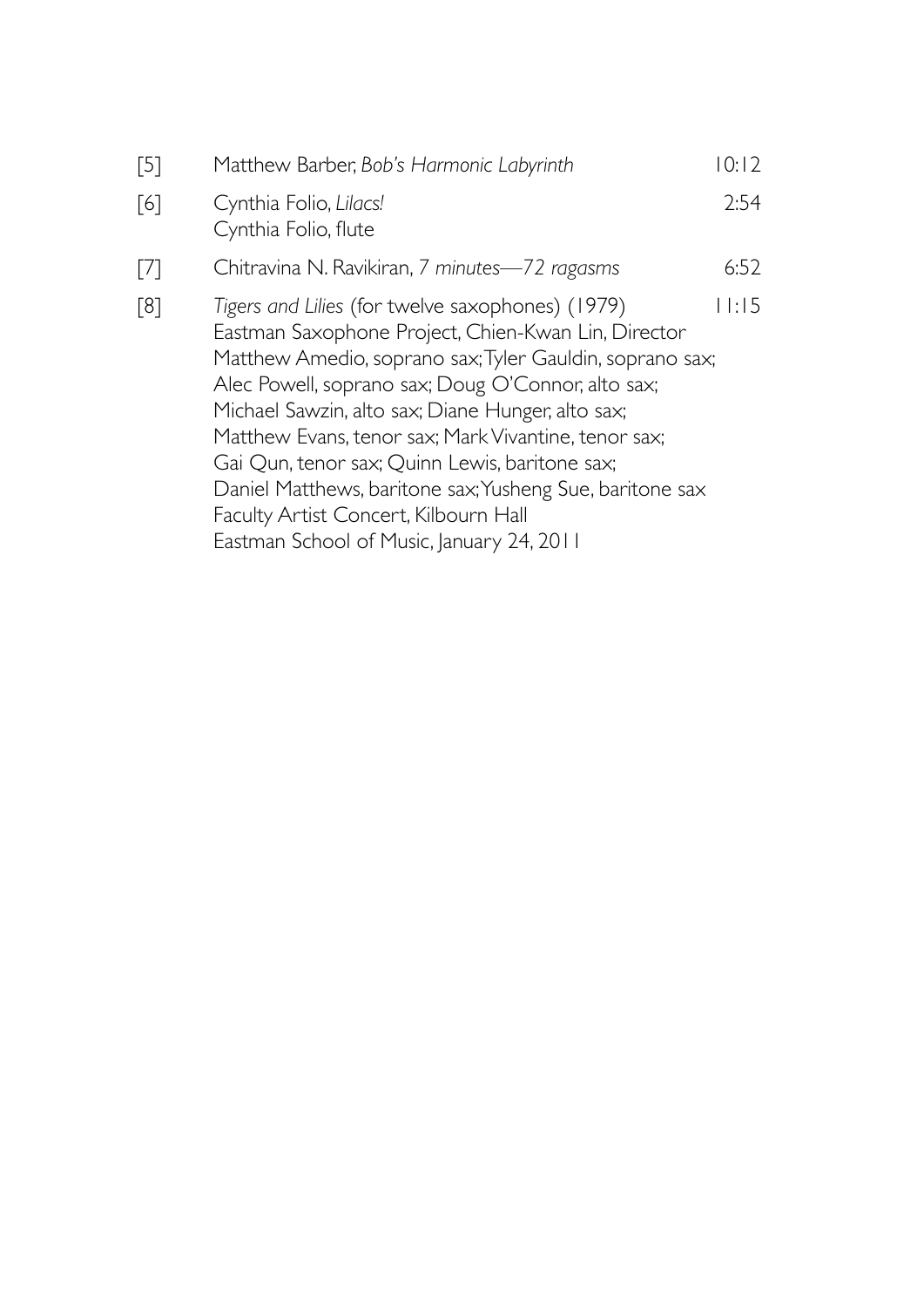[5] Matthew Barber, *Bob's Harmonic Labyrinth* 10:12

[6] Cynthia Folio, *Lilacs!* 2:54
Cynthia Folio, flute

[7] Chitravina N. Ravikiran, *7 minutes—72 ragasms* 6:52

[8] *Tigers and Lilies* (for twelve saxophones) (1979) 11:15
Eastman Saxophone Project, Chien-Kwan Lin, Director
Matthew Amedio, soprano sax; Tyler Gauldin, soprano sax;
Alec Powell, soprano sax; Doug O'Connor, alto sax;
Michael Sawzin, alto sax; Diane Hunger, alto sax;
Matthew Evans, tenor sax; Mark Vivantine, tenor sax;
Gai Qun, tenor sax; Quinn Lewis, baritone sax;
Daniel Matthews, baritone sax; Yusheng Sue, baritone sax
Faculty Artist Concert, Kilbourn Hall
Eastman School of Music, January 24, 2011